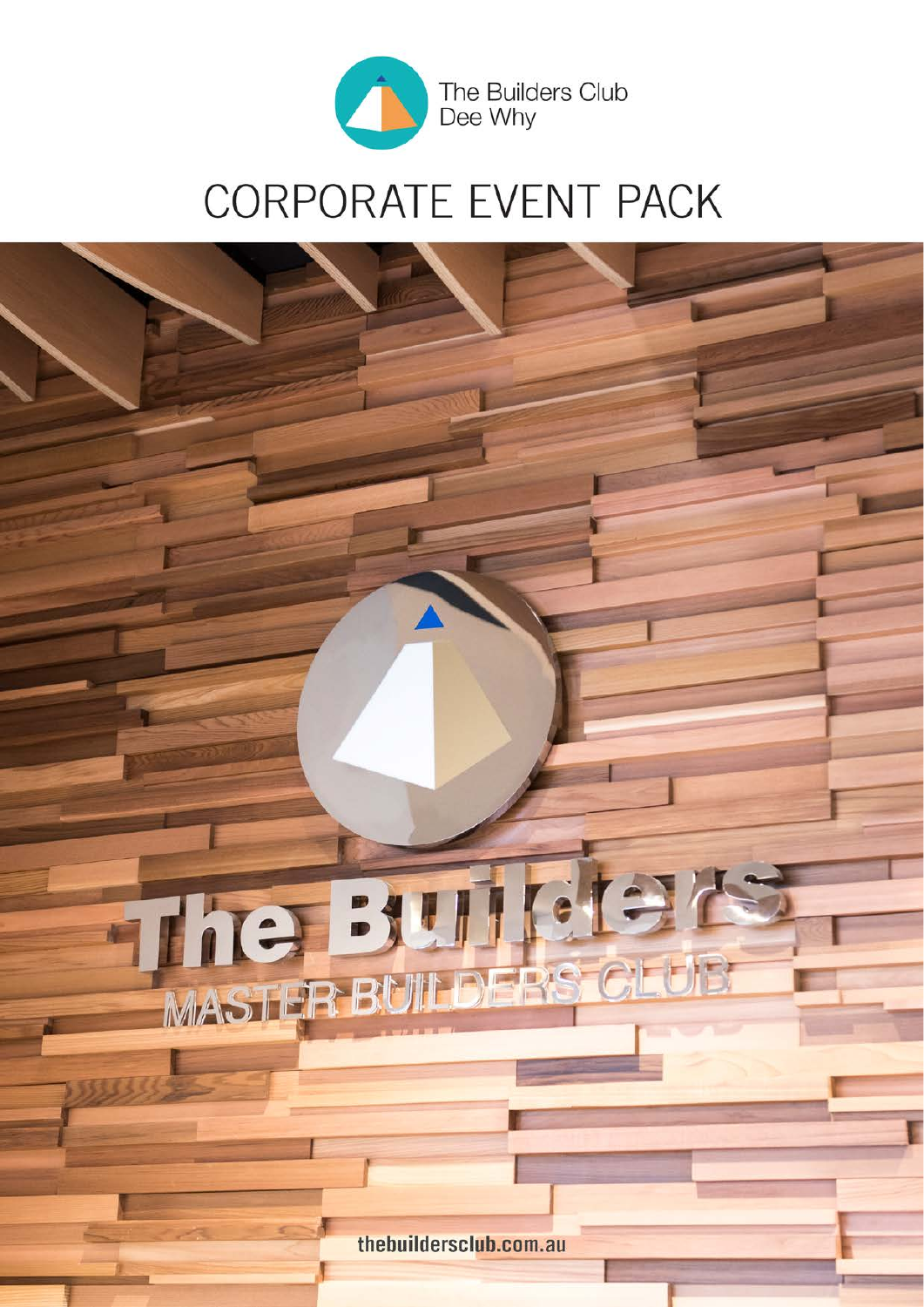The Builders Club
Dee Why

# CORPORATE EVENT PACK

thebuildersclub.com.au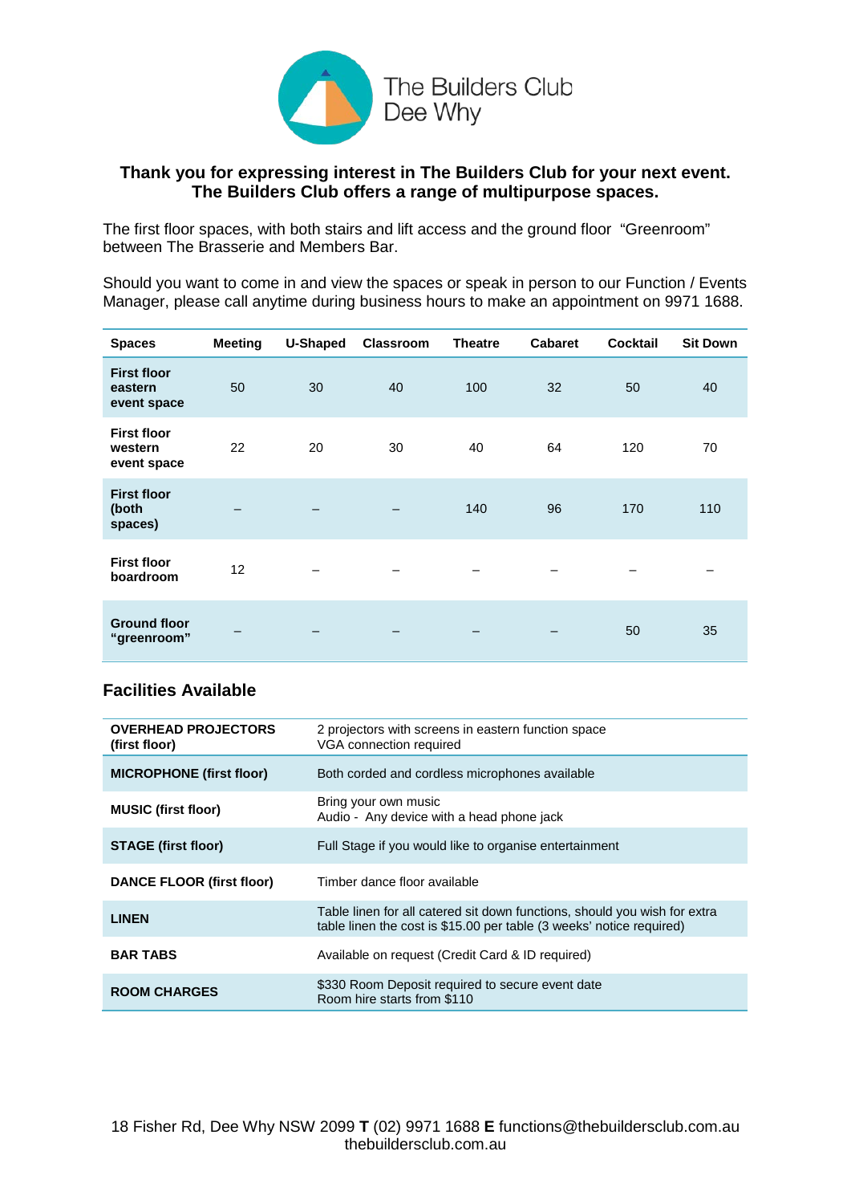# The Builders Club Dee Why

**Thank you for expressing interest in The Builders Club for your next event. The Builders Club offers a range of multipurpose spaces.**

The first floor spaces, with both stairs and lift access and the ground floor "Greenroom" between The Brasserie and Members Bar.

Should you want to come in and view the spaces or speak in person to our Function / Events Manager, please call anytime during business hours to make an appointment on 9971 1688.

| Spaces | Meeting | U-Shaped | Classroom | Theatre | Cabaret | Cocktail | Sit Down |
|---|---|---|---|---|---|---|---|
| **First floor eastern event space** | 50 | 30 | 40 | 100 | 32 | 50 | 40 |
| **First floor western event space** | 22 | 20 | 30 | 40 | 64 | 120 | 70 |
| **First floor (both spaces)** | – | – | – | 140 | 96 | 170 | 110 |
| **First floor boardroom** | 12 | – | – | – | – | – | – |
| **Ground floor "greenroom"** | – | – | – | – | – | 50 | 35 |

## Facilities Available

| | |
|---|---|
| **OVERHEAD PROJECTORS (first floor)** | 2 projectors with screens in eastern function space<br>VGA connection required |
| **MICROPHONE (first floor)** | Both corded and cordless microphones available |
| **MUSIC (first floor)** | Bring your own music<br>Audio - Any device with a head phone jack |
| **STAGE (first floor)** | Full Stage if you would like to organise entertainment |
| **DANCE FLOOR (first floor)** | Timber dance floor available |
| **LINEN** | Table linen for all catered sit down functions, should you wish for extra table linen the cost is $15.00 per table (3 weeks' notice required) |
| **BAR TABS** | Available on request (Credit Card & ID required) |
| **ROOM CHARGES** | $330 Room Deposit required to secure event date<br>Room hire starts from $110 |

18 Fisher Rd, Dee Why NSW 2099 **T** (02) 9971 1688 **E** functions@thebuildersclub.com.au
thebuildersclub.com.au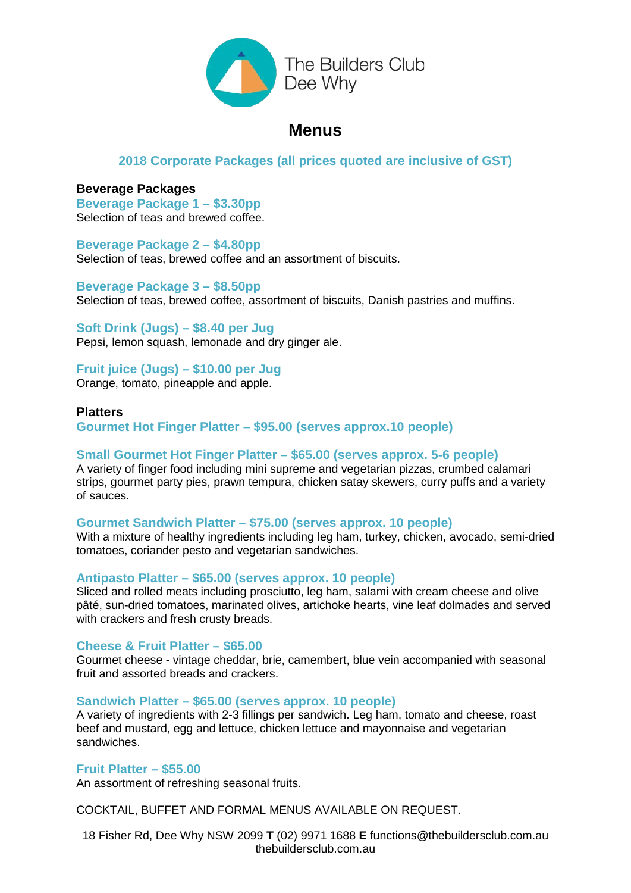The Builders Club
Dee Why

# Menus

## 2018 Corporate Packages (all prices quoted are inclusive of GST)

### Beverage Packages

**Beverage Package 1 – $3.30pp**
Selection of teas and brewed coffee.

**Beverage Package 2 – $4.80pp**
Selection of teas, brewed coffee and an assortment of biscuits.

**Beverage Package 3 – $8.50pp**
Selection of teas, brewed coffee, assortment of biscuits, Danish pastries and muffins.

**Soft Drink (Jugs) – $8.40 per Jug**
Pepsi, lemon squash, lemonade and dry ginger ale.

**Fruit juice (Jugs) – $10.00 per Jug**
Orange, tomato, pineapple and apple.

### Platters

**Gourmet Hot Finger Platter – $95.00 (serves approx.10 people)**

**Small Gourmet Hot Finger Platter – $65.00 (serves approx. 5-6 people)**
A variety of finger food including mini supreme and vegetarian pizzas, crumbed calamari strips, gourmet party pies, prawn tempura, chicken satay skewers, curry puffs and a variety of sauces.

**Gourmet Sandwich Platter – $75.00 (serves approx. 10 people)**
With a mixture of healthy ingredients including leg ham, turkey, chicken, avocado, semi-dried tomatoes, coriander pesto and vegetarian sandwiches.

**Antipasto Platter – $65.00 (serves approx. 10 people)**
Sliced and rolled meats including prosciutto, leg ham, salami with cream cheese and olive pâté, sun-dried tomatoes, marinated olives, artichoke hearts, vine leaf dolmades and served with crackers and fresh crusty breads.

**Cheese & Fruit Platter – $65.00**
Gourmet cheese - vintage cheddar, brie, camembert, blue vein accompanied with seasonal fruit and assorted breads and crackers.

**Sandwich Platter – $65.00 (serves approx. 10 people)**
A variety of ingredients with 2-3 fillings per sandwich. Leg ham, tomato and cheese, roast beef and mustard, egg and lettuce, chicken lettuce and mayonnaise and vegetarian sandwiches.

**Fruit Platter – $55.00**
An assortment of refreshing seasonal fruits.

COCKTAIL, BUFFET AND FORMAL MENUS AVAILABLE ON REQUEST.

18 Fisher Rd, Dee Why NSW 2099 **T** (02) 9971 1688 **E** functions@thebuildersclub.com.au
thebuildersclub.com.au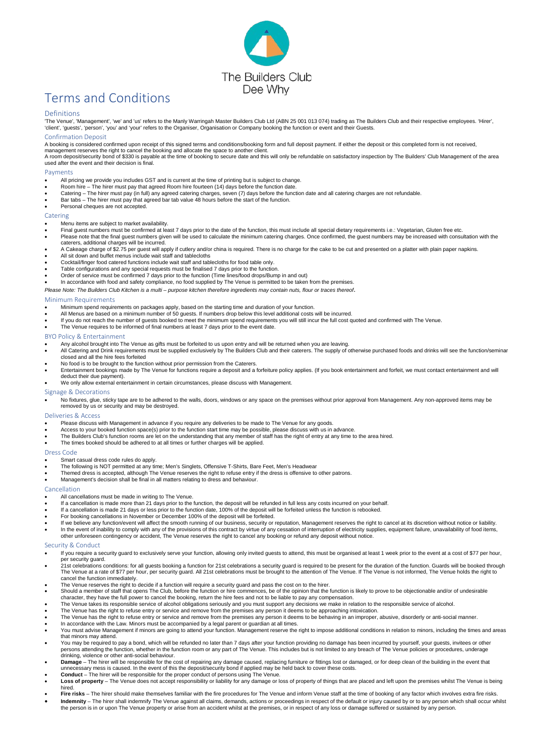The Builders Club
Dee Why

# Terms and Conditions

## Definitions

'The Venue', 'Management', 'we' and 'us' refers to the Manly Warringah Master Builders Club Ltd (ABN 25 001 013 074) trading as The Builders Club and their respective employees. 'Hirer', 'client', 'guests', 'person', 'you' and 'your' refers to the Organiser, Organisation or Company booking the function or event and their Guests.

## Confirmation Deposit

A booking is considered confirmed upon receipt of this signed terms and conditions/booking form and full deposit payment. If either the deposit or this completed form is not received, management reserves the right to cancel the booking and allocate the space to another client.
A room deposit/security bond of $330 is payable at the time of booking to secure date and this will only be refundable on satisfactory inspection by The Builders' Club Management of the area used after the event and their decision is final.

## Payments

- All pricing we provide you includes GST and is current at the time of printing but is subject to change.
- Room hire – The hirer must pay that agreed Room hire fourteen (14) days before the function date.
- Catering – The hirer must pay (in full) any agreed catering charges, seven (7) days before the function date and all catering charges are not refundable.
- Bar tabs – The hirer must pay that agreed bar tab value 48 hours before the start of the function.
- Personal cheques are not accepted.

## Catering

- Menu items are subject to market availability.
- Final guest numbers must be confirmed at least 7 days prior to the date of the function, this must include all special dietary requirements i.e.: Vegetarian, Gluten free etc.
- Please note that the final guest numbers given will be used to calculate the minimum catering charges. Once confirmed, the guest numbers may be increased with consultation with the caterers, additional charges will be incurred.
- A Cakeage charge of $2.75 per guest will apply if cutlery and/or china is required. There is no charge for the cake to be cut and presented on a platter with plain paper napkins.
- All sit down and buffet menus include wait staff and tablecloths
- Cocktail/finger food catered functions include wait staff and tablecloths for food table only.
- Table configurations and any special requests must be finalised 7 days prior to the function.
- Order of service must be confirmed 7 days prior to the function (Time lines/food drops/Bump in and out)
- In accordance with food and safety compliance, no food supplied by The Venue is permitted to be taken from the premises.

*Please Note: The Builders Club Kitchen is a multi – purpose kitchen therefore ingredients may contain nuts, flour or traces thereof.*

## Minimum Requirements

- Minimum spend requirements on packages apply, based on the starting time and duration of your function.
- All Menus are based on a minimum number of 50 guests. If numbers drop below this level additional costs will be incurred.
- If you do not reach the number of guests booked to meet the minimum spend requirements you will still incur the full cost quoted and confirmed with The Venue.
- The Venue requires to be informed of final numbers at least 7 days prior to the event date.

## BYO Policy & Entertainment

- Any alcohol brought into The Venue as gifts must be forfeited to us upon entry and will be returned when you are leaving.
- All Catering and Drink requirements must be supplied exclusively by The Builders Club and their caterers. The supply of otherwise purchased foods and drinks will see the function/seminar closed and all the hire fees forfeited
- No food is to be brought to the function without prior permission from the Caterers.
- Entertainment bookings made by The Venue for functions require a deposit and a forfeiture policy applies. (If you book entertainment and forfeit, we must contact entertainment and will deduct their due payment).
- We only allow external entertainment in certain circumstances, please discuss with Management.

## Signage & Decorations

- No fixtures, glue, sticky tape are to be adhered to the walls, doors, windows or any space on the premises without prior approval from Management. Any non-approved items may be removed by us or security and may be destroyed.

## Deliveries & Access

- Please discuss with Management in advance if you require any deliveries to be made to The Venue for any goods.
- Access to your booked function space(s) prior to the function start time may be possible, please discuss with us in advance.
- The Builders Club's function rooms are let on the understanding that any member of staff has the right of entry at any time to the area hired.
- The times booked should be adhered to at all times or further charges will be applied.

## Dress Code

- Smart casual dress code rules do apply.
- The following is NOT permitted at any time; Men's Singlets, Offensive T-Shirts, Bare Feet, Men's Headwear
- Themed dress is accepted, although The Venue reserves the right to refuse entry if the dress is offensive to other patrons.
- Management's decision shall be final in all matters relating to dress and behaviour.

## Cancellation

- All cancellations must be made in writing to The Venue.
- If a cancellation is made more than 21 days prior to the function, the deposit will be refunded in full less any costs incurred on your behalf.
- If a cancellation is made 21 days or less prior to the function date, 100% of the deposit will be forfeited unless the function is rebooked.
- For booking cancellations in November or December 100% of the deposit will be forfeited.
- If we believe any function/event will affect the smooth running of our business, security or reputation, Management reserves the right to cancel at its discretion without notice or liability.
- In the event of inability to comply with any of the provisions of this contract by virtue of any cessation of interruption of electricity supplies, equipment failure, unavailability of food items, other unforeseen contingency or accident, The Venue reserves the right to cancel any booking or refund any deposit without notice.

## Security & Conduct

- If you require a security guard to exclusively serve your function, allowing only invited guests to attend, this must be organised at least 1 week prior to the event at a cost of $77 per hour, per security guard.
- 21st celebrations conditions: for all guests booking a function for 21st celebrations a security guard is required to be present for the duration of the function. Guards will be booked through The Venue at a rate of $77 per hour, per security guard. All 21st celebrations must be brought to the attention of The Venue. If The Venue is not informed, The Venue holds the right to cancel the function immediately.
- The Venue reserves the right to decide if a function will require a security guard and pass the cost on to the hirer.
- Should a member of staff that opens The Club, before the function or hire commences, be of the opinion that the function is likely to prove to be objectionable and/or of undesirable character, they have the full power to cancel the booking, return the hire fees and not to be liable to pay any compensation.
- The Venue takes its responsible service of alcohol obligations seriously and you must support any decisions we make in relation to the responsible service of alcohol.
- The Venue has the right to refuse entry or service and remove from the premises any person it deems to be approaching intoxication.
- The Venue has the right to refuse entry or service and remove from the premises any person it deems to be behaving in an improper, abusive, disorderly or anti-social manner.
- In accordance with the Law. Minors must be accompanied by a legal parent or guardian at all times.
- You must advise Management if minors are going to attend your function. Management reserve the right to impose additional conditions in relation to minors, including the times and areas that minors may attend.
- You may be required to pay a bond, which will be refunded no later than 7 days after your function providing no damage has been incurred by yourself, your guests, invitees or other persons attending the function, whether in the function room or any part of The Venue. This includes but is not limited to any breach of The Venue policies or procedures, underage drinking, violence or other anti-social behaviour.
- **Damage** – The hirer will be responsible for the cost of repairing any damage caused, replacing furniture or fittings lost or damaged, or for deep clean of the building in the event that unnecessary mess is caused. In the event of this the deposit/security bond if applied may be held back to cover these costs.
- **Conduct** – The hirer will be responsible for the proper conduct of persons using The Venue.
- **Loss of property** – The Venue does not accept responsibility or liability for any damage or loss of property of things that are placed and left upon the premises whilst The Venue is being hired.
- **Fire risks** – The hirer should make themselves familiar with the fire procedures for The Venue and inform Venue staff at the time of booking of any factor which involves extra fire risks.
- **Indemnity** – The hirer shall indemnify The Venue against all claims, demands, actions or proceedings in respect of the default or injury caused by or to any person which shall occur whilst the person is in or upon The Venue property or arise from an accident whilst at the premises, or in respect of any loss or damage suffered or sustained by any person.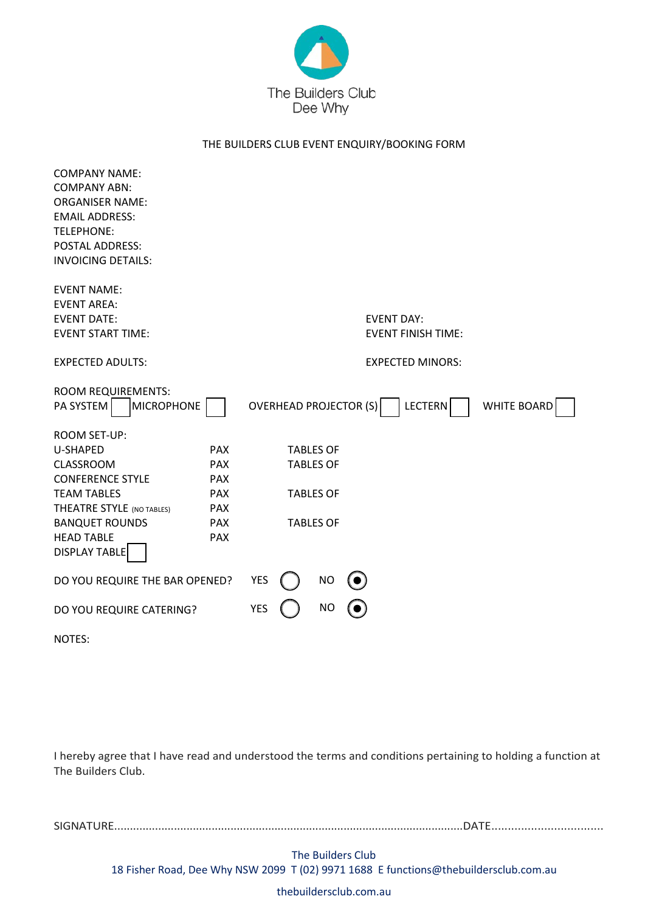The Builders Club
Dee Why

# THE BUILDERS CLUB EVENT ENQUIRY/BOOKING FORM

COMPANY NAME:
COMPANY ABN:
ORGANISER NAME:
EMAIL ADDRESS:
TELEPHONE:
POSTAL ADDRESS:
INVOICING DETAILS:

EVENT NAME:
EVENT AREA:
EVENT DATE: EVENT DAY:
EVENT START TIME: EVENT FINISH TIME:

EXPECTED ADULTS: EXPECTED MINORS:

ROOM REQUIREMENTS:
PA SYSTEM ☐ MICROPHONE ☐ OVERHEAD PROJECTOR (S) ☐ LECTERN ☐ WHITE BOARD ☐

ROOM SET-UP:

| | | |
|---|---|---|
| U-SHAPED | PAX | TABLES OF |
| CLASSROOM | PAX | TABLES OF |
| CONFERENCE STYLE | PAX | |
| TEAM TABLES | PAX | TABLES OF |
| THEATRE STYLE (NO TABLES) | PAX | |
| BANQUET ROUNDS | PAX | TABLES OF |
| HEAD TABLE | PAX | |
| DISPLAY TABLE ☐ | | |

DO YOU REQUIRE THE BAR OPENED? YES ○ NO ◉

DO YOU REQUIRE CATERING? YES ○ NO ◉

NOTES:

I hereby agree that I have read and understood the terms and conditions pertaining to holding a function at The Builders Club.

SIGNATURE.............................................................................................................DATE..................................

The Builders Club
18 Fisher Road, Dee Why NSW 2099 T (02) 9971 1688 E functions@thebuildersclub.com.au

thebuildersclub.com.au